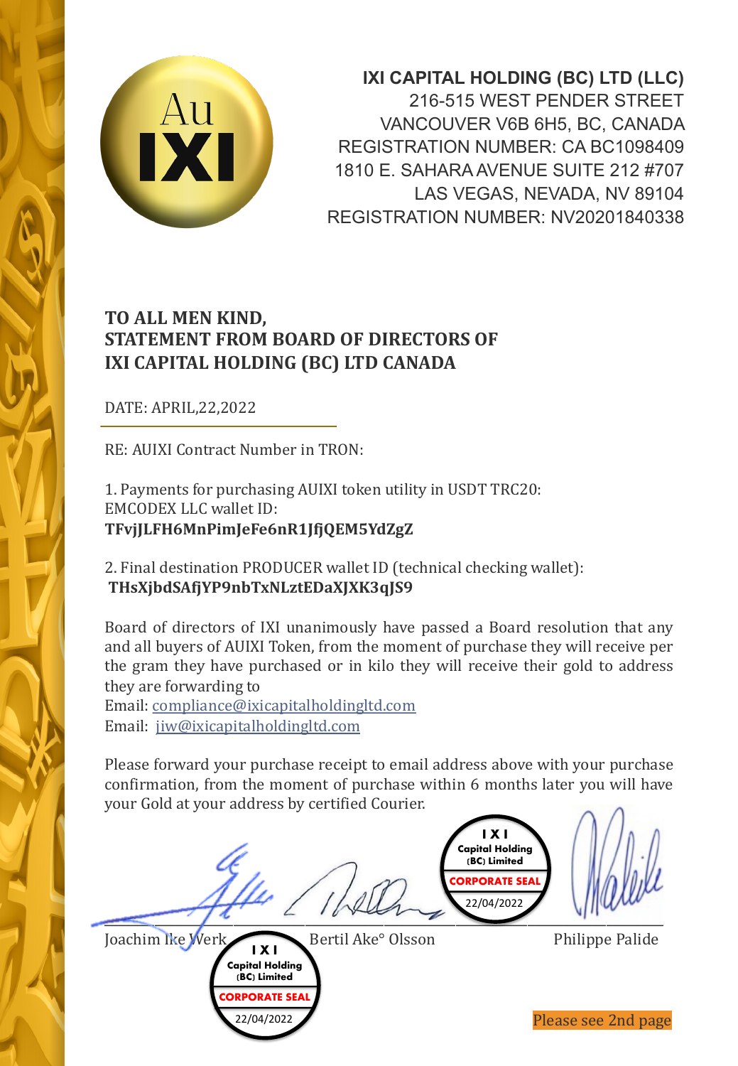**IXI CAPITAL HOLDING (BC) LTD (LLC)**
216-515 WEST PENDER STREET
VANCOUVER V6B 6H5, BC, CANADA
REGISTRATION NUMBER: CA BC1098409
1810 E. SAHARA AVENUE SUITE 212 #707
LAS VEGAS, NEVADA, NV 89104
REGISTRATION NUMBER: NV20201840338

## TO ALL MEN KIND,
## STATEMENT FROM BOARD OF DIRECTORS OF
## IXI CAPITAL HOLDING (BC) LTD CANADA

DATE: APRIL,22,2022

RE: AUIXI Contract Number in TRON:

1. Payments for purchasing AUIXI token utility in USDT TRC20:
EMCODEX LLC wallet ID:
**TFvjJLFH6MnPimJeFe6nR1JfjQEM5YdZgZ**

2. Final destination PRODUCER wallet ID (technical checking wallet):
**THsXjbdSAfjYP9nbTxNLztEDaXJXK3qJS9**

Board of directors of IXI unanimously have passed a Board resolution that any and all buyers of AUIXI Token, from the moment of purchase they will receive per the gram they have purchased or in kilo they will receive their gold to address they are forwarding to
Email: compliance@ixicapitalholdingltd.com
Email: jiw@ixicapitalholdingltd.com

Please forward your purchase receipt to email address above with your purchase confirmation, from the moment of purchase within 6 months later you will have your Gold at your address by certified Courier.

IXI Capital Holding (BC) Limited CORPORATE SEAL 22/04/2022

Joachim Ike Werk | Bertil Ake° Olsson | Philippe Palide

IXI Capital Holding (BC) Limited CORPORATE SEAL 22/04/2022

Please see 2nd page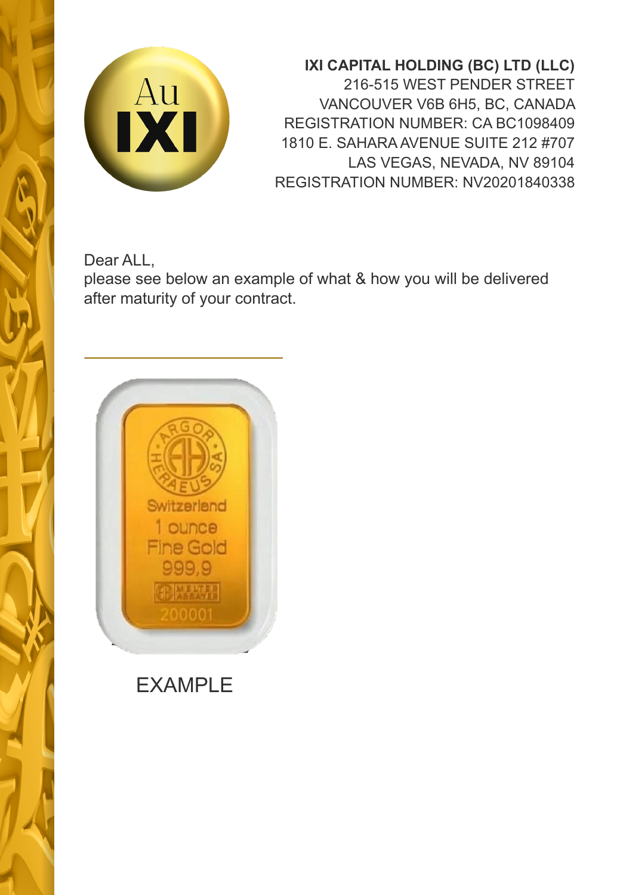**IXI CAPITAL HOLDING (BC) LTD (LLC)**
216-515 WEST PENDER STREET
VANCOUVER V6B 6H5, BC, CANADA
REGISTRATION NUMBER: CA BC1098409
1810 E. SAHARA AVENUE SUITE 212 #707
LAS VEGAS, NEVADA, NV 89104
REGISTRATION NUMBER: NV20201840338

Dear ALL,
please see below an example of what & how you will be delivered after maturity of your contract.

EXAMPLE